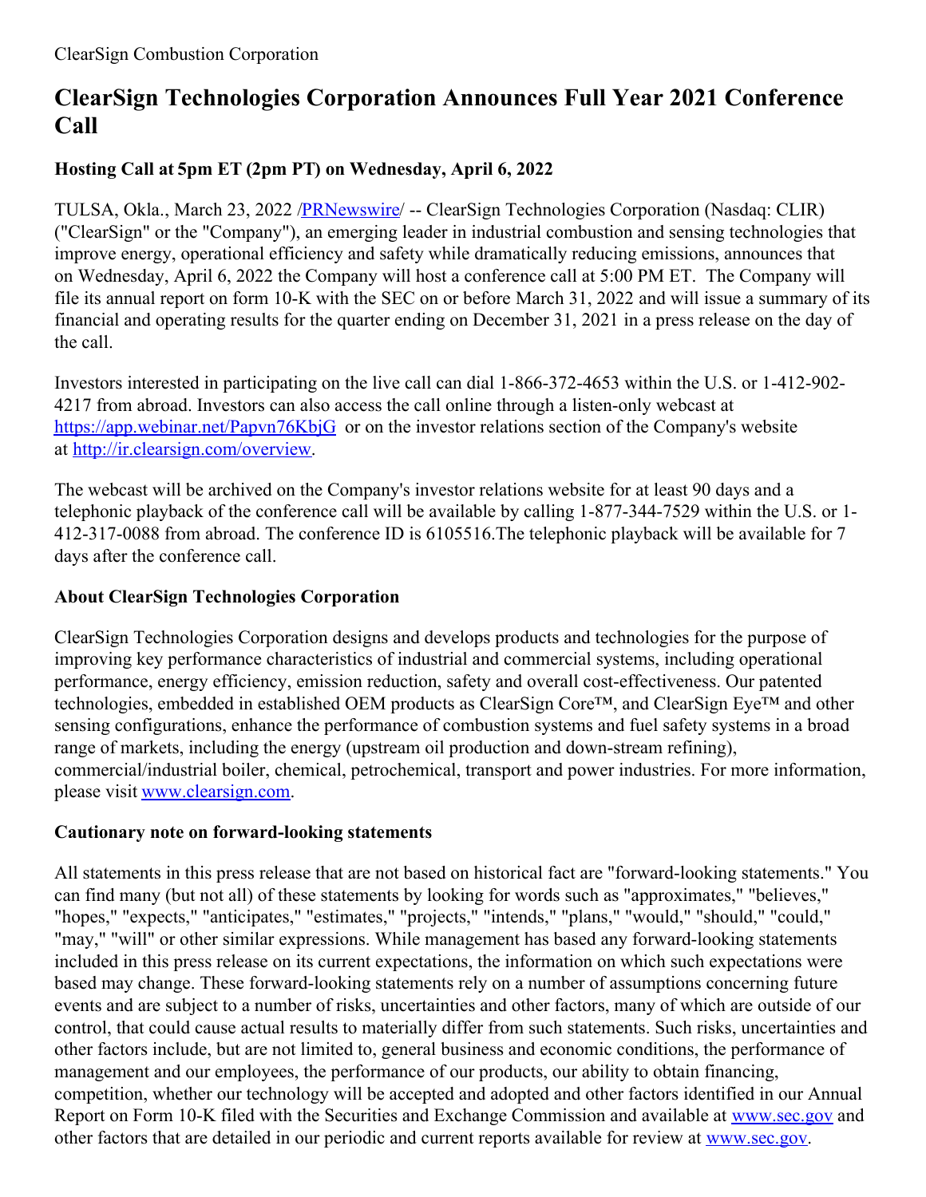ClearSign Combustion Corporation

# ClearSign Technologies Corporation Announces Full Year 2021 Conference Call

### Hosting Call at 5pm ET (2pm PT) on Wednesday, April 6, 2022

TULSA, Okla., March 23, 2022 /PRNewswire/ -- ClearSign Technologies Corporation (Nasdaq: CLIR) ("ClearSign" or the "Company"), an emerging leader in industrial combustion and sensing technologies that improve energy, operational efficiency and safety while dramatically reducing emissions, announces that on Wednesday, April 6, 2022 the Company will host a conference call at 5:00 PM ET. The Company will file its annual report on form 10-K with the SEC on or before March 31, 2022 and will issue a summary of its financial and operating results for the quarter ending on December 31, 2021 in a press release on the day of the call.

Investors interested in participating on the live call can dial 1-866-372-4653 within the U.S. or 1-412-902-4217 from abroad. Investors can also access the call online through a listen-only webcast at https://app.webinar.net/Papvn76KbjG or on the investor relations section of the Company's website at http://ir.clearsign.com/overview.

The webcast will be archived on the Company's investor relations website for at least 90 days and a telephonic playback of the conference call will be available by calling 1-877-344-7529 within the U.S. or 1-412-317-0088 from abroad. The conference ID is 6105516.The telephonic playback will be available for 7 days after the conference call.

### About ClearSign Technologies Corporation

ClearSign Technologies Corporation designs and develops products and technologies for the purpose of improving key performance characteristics of industrial and commercial systems, including operational performance, energy efficiency, emission reduction, safety and overall cost-effectiveness. Our patented technologies, embedded in established OEM products as ClearSign Core™, and ClearSign Eye™ and other sensing configurations, enhance the performance of combustion systems and fuel safety systems in a broad range of markets, including the energy (upstream oil production and down-stream refining), commercial/industrial boiler, chemical, petrochemical, transport and power industries. For more information, please visit www.clearsign.com.

### Cautionary note on forward-looking statements

All statements in this press release that are not based on historical fact are "forward-looking statements." You can find many (but not all) of these statements by looking for words such as "approximates," "believes," "hopes," "expects," "anticipates," "estimates," "projects," "intends," "plans," "would," "should," "could," "may," "will" or other similar expressions. While management has based any forward-looking statements included in this press release on its current expectations, the information on which such expectations were based may change. These forward-looking statements rely on a number of assumptions concerning future events and are subject to a number of risks, uncertainties and other factors, many of which are outside of our control, that could cause actual results to materially differ from such statements. Such risks, uncertainties and other factors include, but are not limited to, general business and economic conditions, the performance of management and our employees, the performance of our products, our ability to obtain financing, competition, whether our technology will be accepted and adopted and other factors identified in our Annual Report on Form 10-K filed with the Securities and Exchange Commission and available at www.sec.gov and other factors that are detailed in our periodic and current reports available for review at www.sec.gov.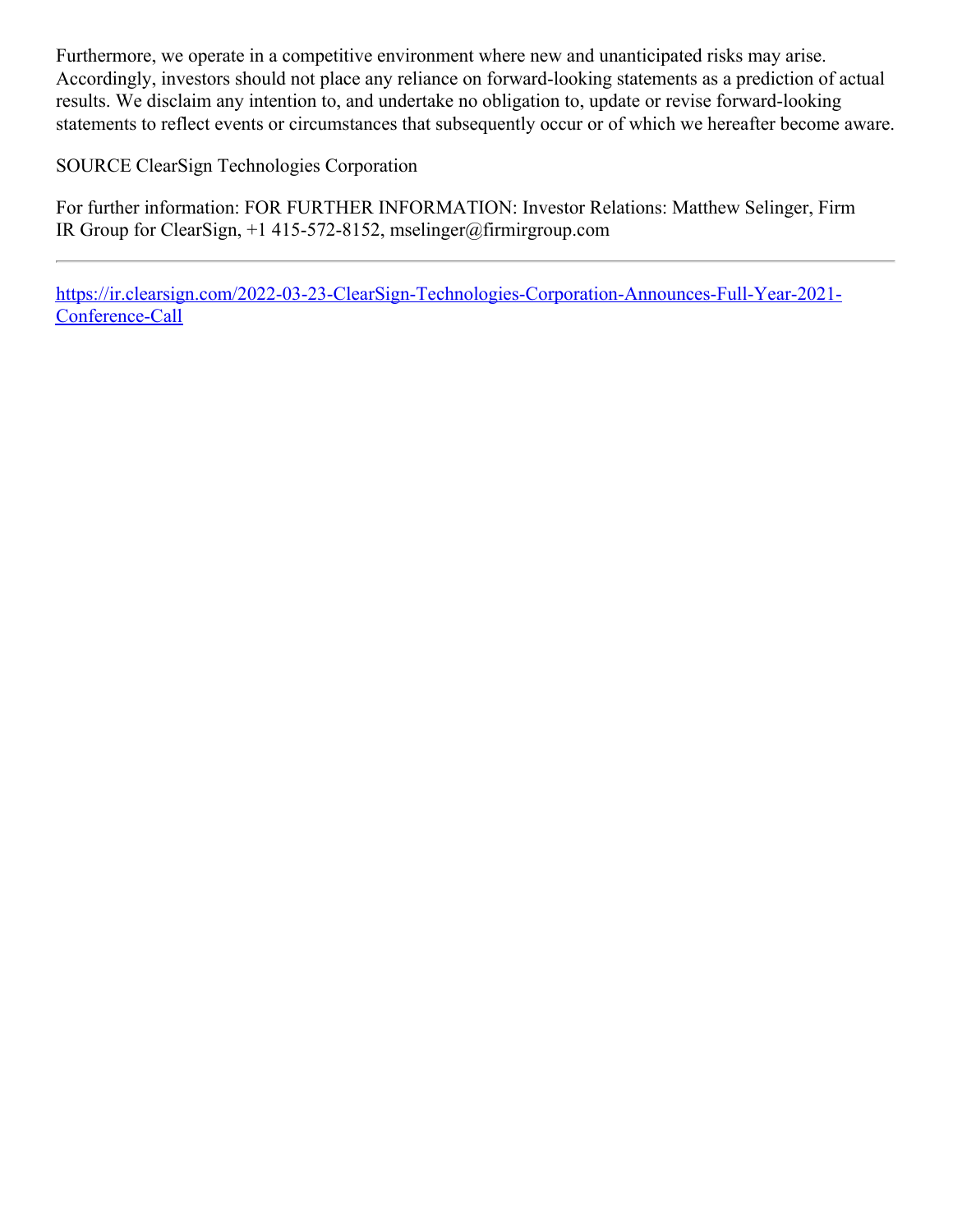Furthermore, we operate in a competitive environment where new and unanticipated risks may arise. Accordingly, investors should not place any reliance on forward-looking statements as a prediction of actual results. We disclaim any intention to, and undertake no obligation to, update or revise forward-looking statements to reflect events or circumstances that subsequently occur or of which we hereafter become aware.

SOURCE ClearSign Technologies Corporation

For further information: FOR FURTHER INFORMATION: Investor Relations: Matthew Selinger, Firm IR Group for ClearSign, +1 415-572-8152, mselinger@firmirgroup.com

---

https://ir.clearsign.com/2022-03-23-ClearSign-Technologies-Corporation-Announces-Full-Year-2021-Conference-Call